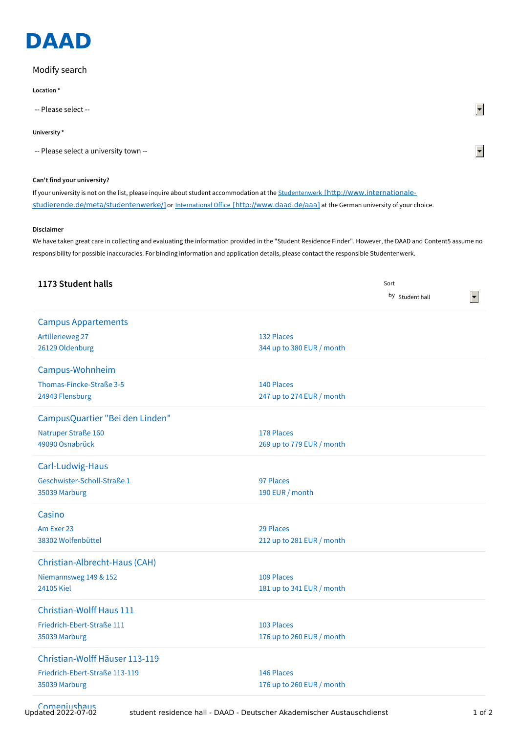# DAAD

Modify search

**Location ***

-- Please select --

**University ***

-- Please select a university town --

**Can't find your university?**

If your university is not on the list, please inquire about student accommodation at the Studentenwerk [http://www.internationale-studierende.de/meta/studentenwerke/] or International Office [http://www.daad.de/aaa] at the German university of your choice.

**Disclaimer**

We have taken great care in collecting and evaluating the information provided in the "Student Residence Finder". However, the DAAD and Content5 assume no responsibility for possible inaccuracies. For binding information and application details, please contact the responsible Studentenwerk.

## 1173 Student halls

Sort by Student hall

### Campus Appartements

Artillerieweg 27
26129 Oldenburg

132 Places
344 up to 380 EUR / month

### Campus-Wohnheim

Thomas-Fincke-Straße 3-5
24943 Flensburg

140 Places
247 up to 274 EUR / month

### CampusQuartier "Bei den Linden"

Natruper Straße 160
49090 Osnabrück

178 Places
269 up to 779 EUR / month

### Carl-Ludwig-Haus

Geschwister-Scholl-Straße 1
35039 Marburg

97 Places
190 EUR / month

### Casino

Am Exer 23
38302 Wolfenbüttel

29 Places
212 up to 281 EUR / month

### Christian-Albrecht-Haus (CAH)

Niemannsweg 149 & 152
24105 Kiel

109 Places
181 up to 341 EUR / month

### Christian-Wolff Haus 111

Friedrich-Ebert-Straße 111
35039 Marburg

103 Places
176 up to 260 EUR / month

### Christian-Wolff Häuser 113-119

Friedrich-Ebert-Straße 113-119
35039 Marburg

146 Places
176 up to 260 EUR / month

### Comeniushaus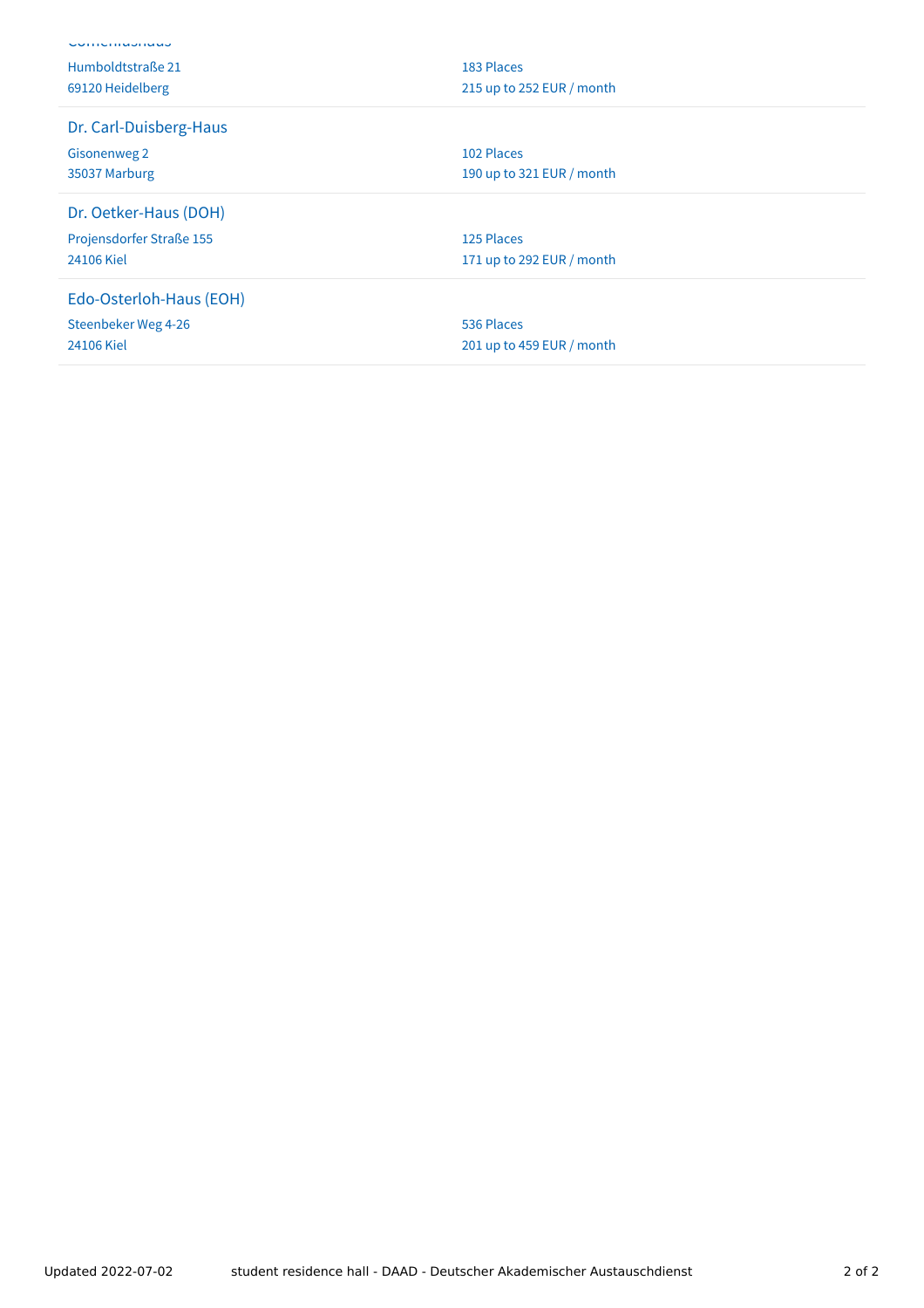## Comeniushaus

Humboldtstraße 21
69120 Heidelberg

183 Places
215 up to 252 EUR / month

## Dr. Carl-Duisberg-Haus

Gisonenweg 2
35037 Marburg

102 Places
190 up to 321 EUR / month

## Dr. Oetker-Haus (DOH)

Projensdorfer Straße 155
24106 Kiel

125 Places
171 up to 292 EUR / month

## Edo-Osterloh-Haus (EOH)

Steenbeker Weg 4-26
24106 Kiel

536 Places
201 up to 459 EUR / month